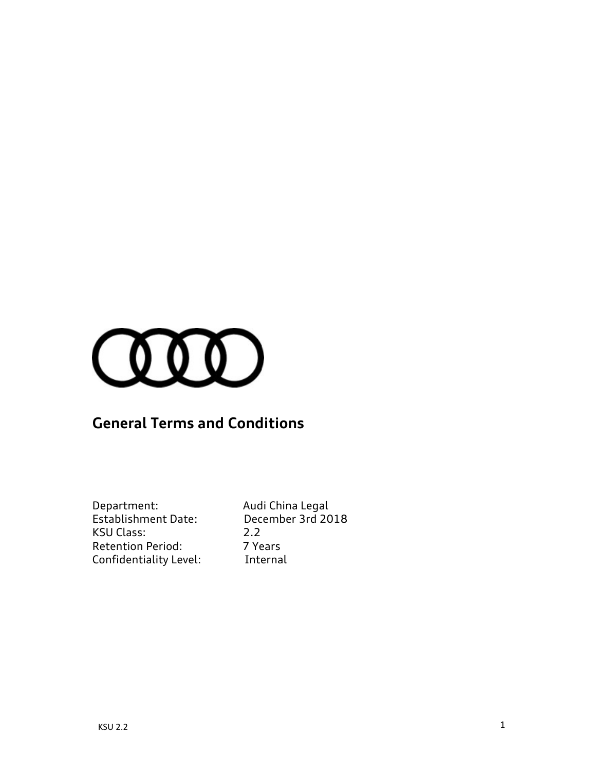# General Terms and Conditions

| | |
|---|---|
| Department: | Audi China Legal |
| Establishment Date: | December 3rd 2018 |
| KSU Class: | 2.2 |
| Retention Period: | 7 Years |
| Confidentiality Level: | Internal |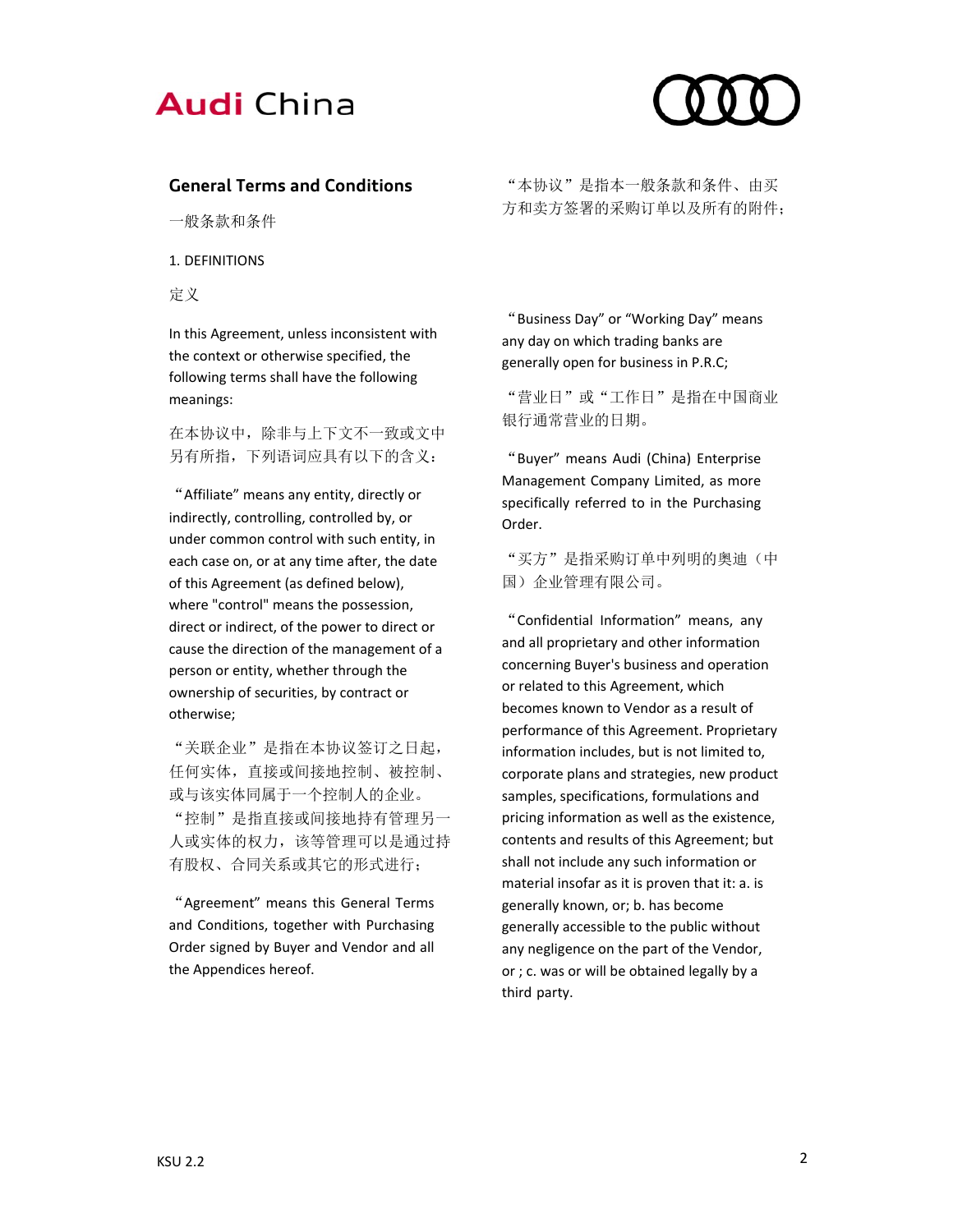## General Terms and Conditions

一般条款和条件

1. DEFINITIONS

定义

In this Agreement, unless inconsistent with the context or otherwise specified, the following terms shall have the following meanings:

在本协议中，除非与上下文不一致或文中另有所指，下列语词应具有以下的含义：

"Affiliate" means any entity, directly or indirectly, controlling, controlled by, or under common control with such entity, in each case on, or at any time after, the date of this Agreement (as defined below), where "control" means the possession, direct or indirect, of the power to direct or cause the direction of the management of a person or entity, whether through the ownership of securities, by contract or otherwise;

"关联企业"是指在本协议签订之日起，任何实体，直接或间接地控制、被控制、或与该实体同属于一个控制人的企业。"控制"是指直接或间接地持有管理另一人或实体的权力，该等管理可以是通过持有股权、合同关系或其它的形式进行；

"Agreement" means this General Terms and Conditions, together with Purchasing Order signed by Buyer and Vendor and all the Appendices hereof.

"本协议"是指本一般条款和条件、由买方和卖方签署的采购订单以及所有的附件；

"Business Day" or "Working Day" means any day on which trading banks are generally open for business in P.R.C;

"营业日"或"工作日"是指在中国商业银行通常营业的日期。

"Buyer" means Audi (China) Enterprise Management Company Limited, as more specifically referred to in the Purchasing Order.

"买方"是指采购订单中列明的奥迪（中国）企业管理有限公司。

"Confidential Information" means, any and all proprietary and other information concerning Buyer's business and operation or related to this Agreement, which becomes known to Vendor as a result of performance of this Agreement. Proprietary information includes, but is not limited to, corporate plans and strategies, new product samples, specifications, formulations and pricing information as well as the existence, contents and results of this Agreement; but shall not include any such information or material insofar as it is proven that it: a. is generally known, or; b. has become generally accessible to the public without any negligence on the part of the Vendor, or ; c. was or will be obtained legally by a third party.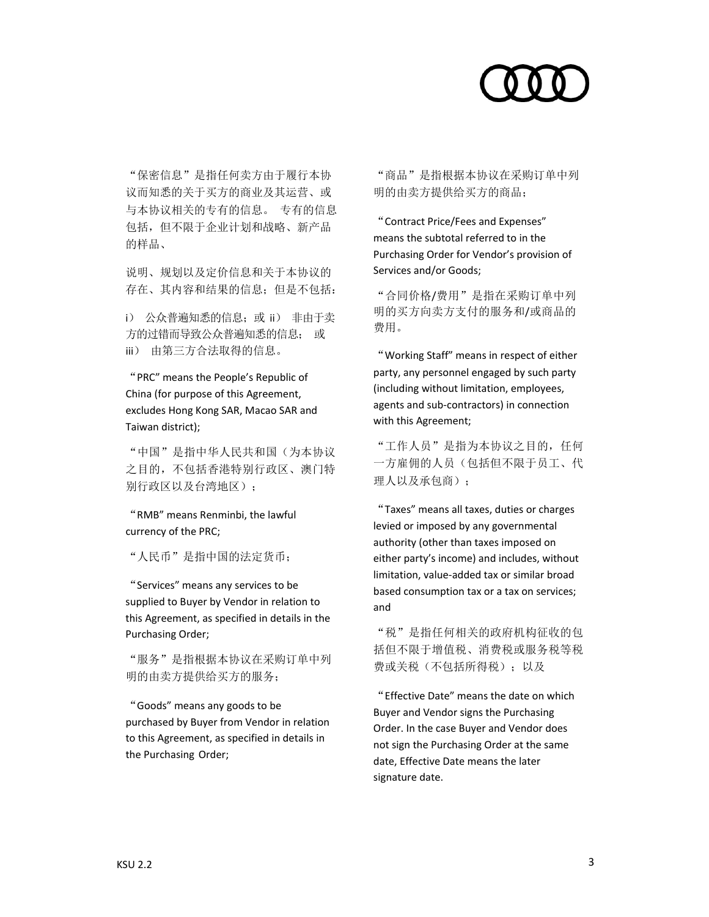“保密信息”是指任何卖方由于履行本协议而知悉的关于买方的商业及其运营、或与本协议相关的专有的信息。 专有的信息包括，但不限于企业计划和战略、新产品的样品、

说明、规划以及定价信息和关于本协议的存在、其内容和结果的信息；但是不包括：

i） 公众普遍知悉的信息；或 ii） 非由于卖方的过错而导致公众普遍知悉的信息； 或 iii） 由第三方合法取得的信息。

“PRC” means the People’s Republic of China (for purpose of this Agreement, excludes Hong Kong SAR, Macao SAR and Taiwan district);

“中国”是指中华人民共和国（为本协议之目的，不包括香港特别行政区、澳门特别行政区以及台湾地区）；

“RMB” means Renminbi, the lawful currency of the PRC;

“人民币”是指中国的法定货币；

“Services” means any services to be supplied to Buyer by Vendor in relation to this Agreement, as specified in details in the Purchasing Order;

“服务”是指根据本协议在采购订单中列明的由卖方提供给买方的服务；

“Goods” means any goods to be purchased by Buyer from Vendor in relation to this Agreement, as specified in details in the Purchasing Order;

“商品”是指根据本协议在采购订单中列明的由卖方提供给买方的商品；

“Contract Price/Fees and Expenses” means the subtotal referred to in the Purchasing Order for Vendor’s provision of Services and/or Goods;

“合同价格/费用”是指在采购订单中列明的买方向卖方支付的服务和/或商品的费用。

“Working Staff” means in respect of either party, any personnel engaged by such party (including without limitation, employees, agents and sub-contractors) in connection with this Agreement;

“工作人员”是指为本协议之目的，任何一方雇佣的人员（包括但不限于员工、代理人以及承包商）；

“Taxes” means all taxes, duties or charges levied or imposed by any governmental authority (other than taxes imposed on either party’s income) and includes, without limitation, value-added tax or similar broad based consumption tax or a tax on services; and

“税”是指任何相关的政府机构征收的包括但不限于增值税、消费税或服务税等税费或关税（不包括所得税）；以及

“Effective Date” means the date on which Buyer and Vendor signs the Purchasing Order. In the case Buyer and Vendor does not sign the Purchasing Order at the same date, Effective Date means the later signature date.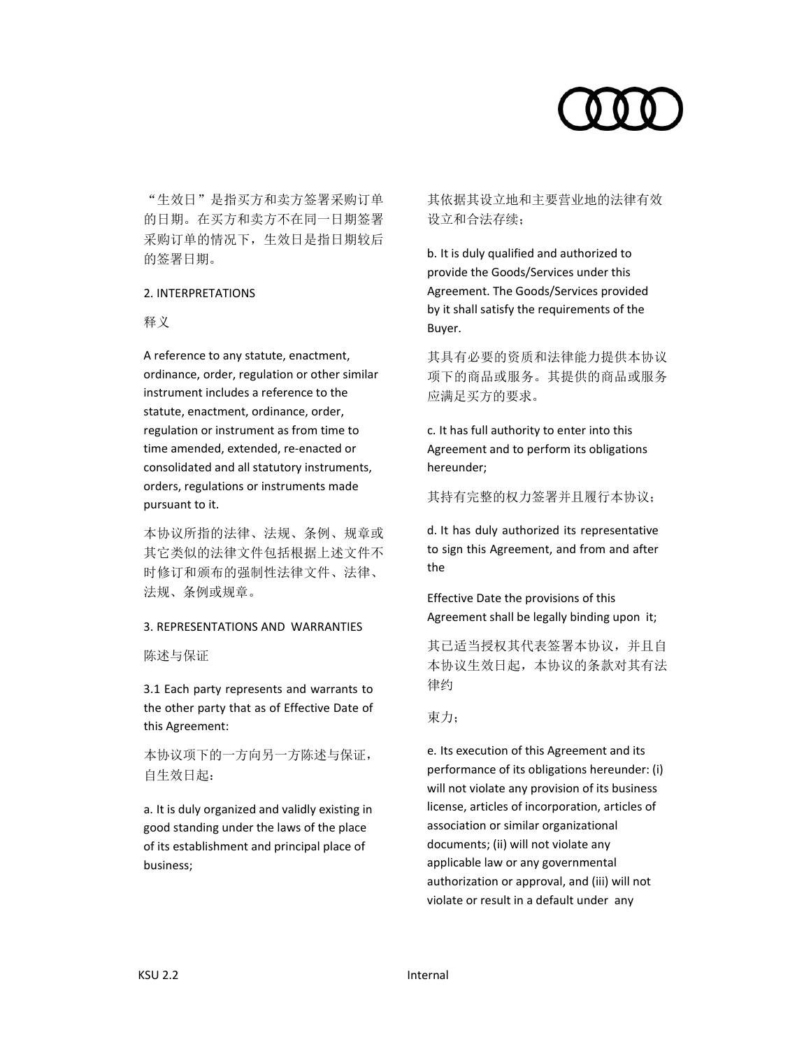"生效日"是指买方和卖方签署采购订单的日期。在买方和卖方不在同一日期签署采购订单的情况下，生效日是指日期较后的签署日期。

## 2. INTERPRETATIONS

## 释义

A reference to any statute, enactment, ordinance, order, regulation or other similar instrument includes a reference to the statute, enactment, ordinance, order, regulation or instrument as from time to time amended, extended, re-enacted or consolidated and all statutory instruments, orders, regulations or instruments made pursuant to it.

本协议所指的法律、法规、条例、规章或其它类似的法律文件包括根据上述文件不时修订和颁布的强制性法律文件、法律、法规、条例或规章。

## 3. REPRESENTATIONS AND WARRANTIES

## 陈述与保证

3.1 Each party represents and warrants to the other party that as of Effective Date of this Agreement:

本协议项下的一方向另一方陈述与保证，自生效日起：

a. It is duly organized and validly existing in good standing under the laws of the place of its establishment and principal place of business;

其依据其设立地和主要营业地的法律有效设立和合法存续；

b. It is duly qualified and authorized to provide the Goods/Services under this Agreement. The Goods/Services provided by it shall satisfy the requirements of the Buyer.

其具有必要的资质和法律能力提供本协议项下的商品或服务。其提供的商品或服务应满足买方的要求。

c. It has full authority to enter into this Agreement and to perform its obligations hereunder;

其持有完整的权力签署并且履行本协议；

d. It has duly authorized its representative to sign this Agreement, and from and after the Effective Date the provisions of this Agreement shall be legally binding upon it;

其已适当授权其代表签署本协议，并且自本协议生效日起，本协议的条款对其有法律约束力；

e. Its execution of this Agreement and its performance of its obligations hereunder: (i) will not violate any provision of its business license, articles of incorporation, articles of association or similar organizational documents; (ii) will not violate any applicable law or any governmental authorization or approval, and (iii) will not violate or result in a default under any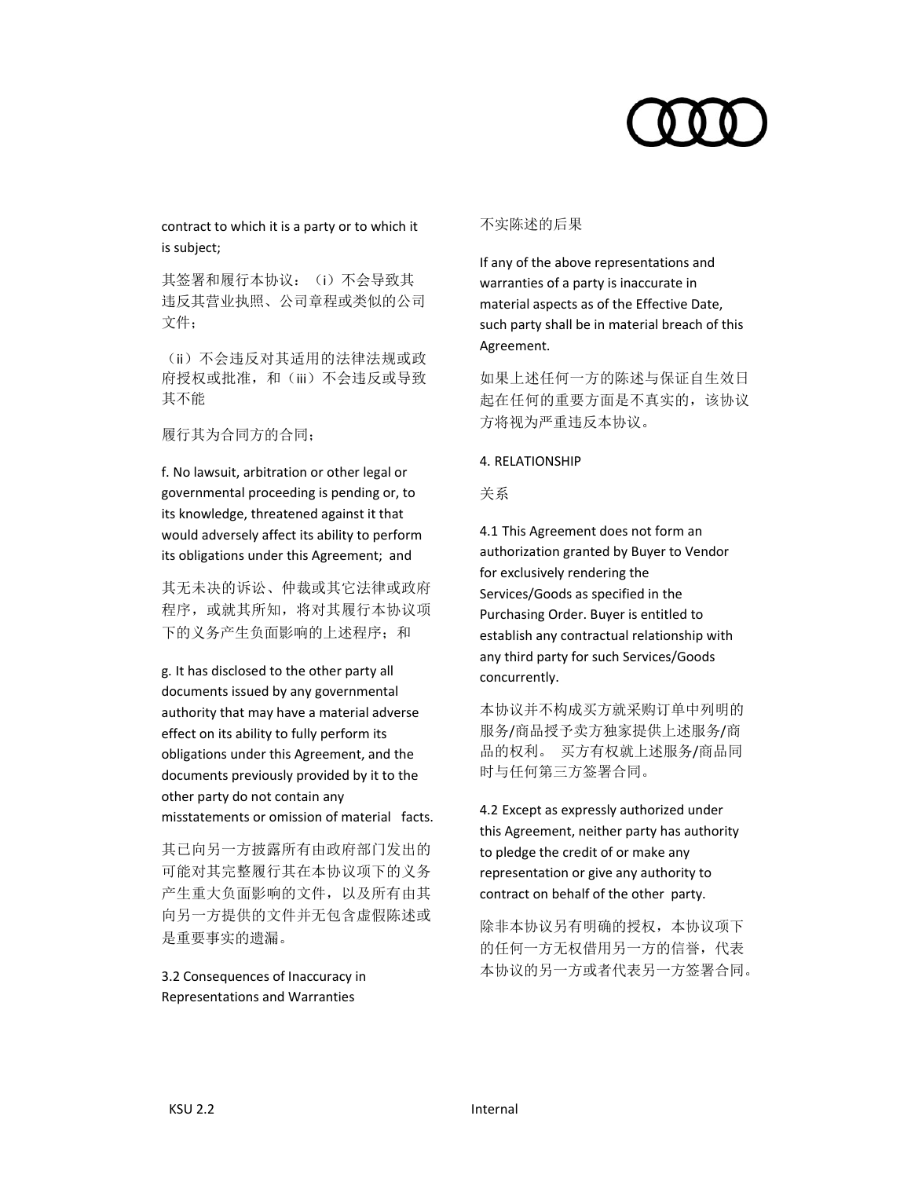contract to which it is a party or to which it is subject;

其签署和履行本协议：（i）不会导致其违反其营业执照、公司章程或类似的公司文件；

（ii）不会违反对其适用的法律法规或政府授权或批准，和（iii）不会违反或导致其不能

履行其为合同方的合同；

f. No lawsuit, arbitration or other legal or governmental proceeding is pending or, to its knowledge, threatened against it that would adversely affect its ability to perform its obligations under this Agreement; and

其无未决的诉讼、仲裁或其它法律或政府程序，或就其所知，将对其履行本协议项下的义务产生负面影响的上述程序；和

g. It has disclosed to the other party all documents issued by any governmental authority that may have a material adverse effect on its ability to fully perform its obligations under this Agreement, and the documents previously provided by it to the other party do not contain any misstatements or omission of material facts.

其已向另一方披露所有由政府部门发出的可能对其完整履行其在本协议项下的义务产生重大负面影响的文件，以及所有由其向另一方提供的文件并无包含虚假陈述或是重要事实的遗漏。

3.2 Consequences of Inaccuracy in Representations and Warranties

不实陈述的后果

If any of the above representations and warranties of a party is inaccurate in material aspects as of the Effective Date, such party shall be in material breach of this Agreement.

如果上述任何一方的陈述与保证自生效日起在任何的重要方面是不真实的，该协议方将视为严重违反本协议。

## 4. RELATIONSHIP

## 关系

4.1 This Agreement does not form an authorization granted by Buyer to Vendor for exclusively rendering the Services/Goods as specified in the Purchasing Order. Buyer is entitled to establish any contractual relationship with any third party for such Services/Goods concurrently.

本协议并不构成买方就采购订单中列明的服务/商品授予卖方独家提供上述服务/商品的权利。 买方有权就上述服务/商品同时与任何第三方签署合同。

4.2 Except as expressly authorized under this Agreement, neither party has authority to pledge the credit of or make any representation or give any authority to contract on behalf of the other party.

除非本协议另有明确的授权，本协议项下的任何一方无权借用另一方的信誉，代表本协议的另一方或者代表另一方签署合同。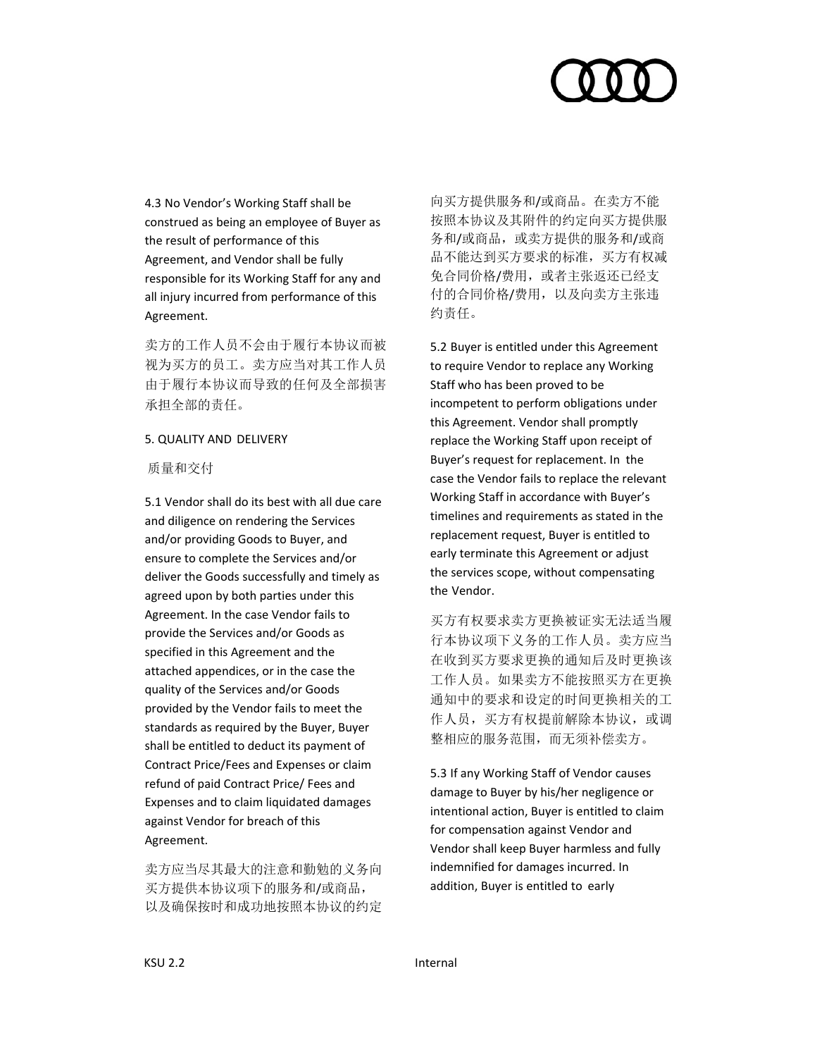4.3 No Vendor's Working Staff shall be construed as being an employee of Buyer as the result of performance of this Agreement, and Vendor shall be fully responsible for its Working Staff for any and all injury incurred from performance of this Agreement.

卖方的工作人员不会由于履行本协议而被视为买方的员工。卖方应当对其工作人员由于履行本协议而导致的任何及全部损害承担全部的责任。

## 5. QUALITY AND DELIVERY

## 质量和交付

5.1 Vendor shall do its best with all due care and diligence on rendering the Services and/or providing Goods to Buyer, and ensure to complete the Services and/or deliver the Goods successfully and timely as agreed upon by both parties under this Agreement. In the case Vendor fails to provide the Services and/or Goods as specified in this Agreement and the attached appendices, or in the case the quality of the Services and/or Goods provided by the Vendor fails to meet the standards as required by the Buyer, Buyer shall be entitled to deduct its payment of Contract Price/Fees and Expenses or claim refund of paid Contract Price/ Fees and Expenses and to claim liquidated damages against Vendor for breach of this Agreement.

卖方应当尽其最大的注意和勤勉的义务向买方提供本协议项下的服务和/或商品，以及确保按时和成功地按照本协议的约定向买方提供服务和/或商品。在卖方不能按照本协议及其附件的约定向买方提供服务和/或商品，或卖方提供的服务和/或商品不能达到买方要求的标准，买方有权减免合同价格/费用，或者主张返还已经支付的合同价格/费用，以及向卖方主张违约责任。

5.2 Buyer is entitled under this Agreement to require Vendor to replace any Working Staff who has been proved to be incompetent to perform obligations under this Agreement. Vendor shall promptly replace the Working Staff upon receipt of Buyer's request for replacement. In the case the Vendor fails to replace the relevant Working Staff in accordance with Buyer's timelines and requirements as stated in the replacement request, Buyer is entitled to early terminate this Agreement or adjust the services scope, without compensating the Vendor.

买方有权要求卖方更换被证实无法适当履行本协议项下义务的工作人员。卖方应当在收到买方要求更换的通知后及时更换该工作人员。如果卖方不能按照买方在更换通知中的要求和设定的时间更换相关的工作人员，买方有权提前解除本协议，或调整相应的服务范围，而无须补偿卖方。

5.3 If any Working Staff of Vendor causes damage to Buyer by his/her negligence or intentional action, Buyer is entitled to claim for compensation against Vendor and Vendor shall keep Buyer harmless and fully indemnified for damages incurred. In addition, Buyer is entitled to early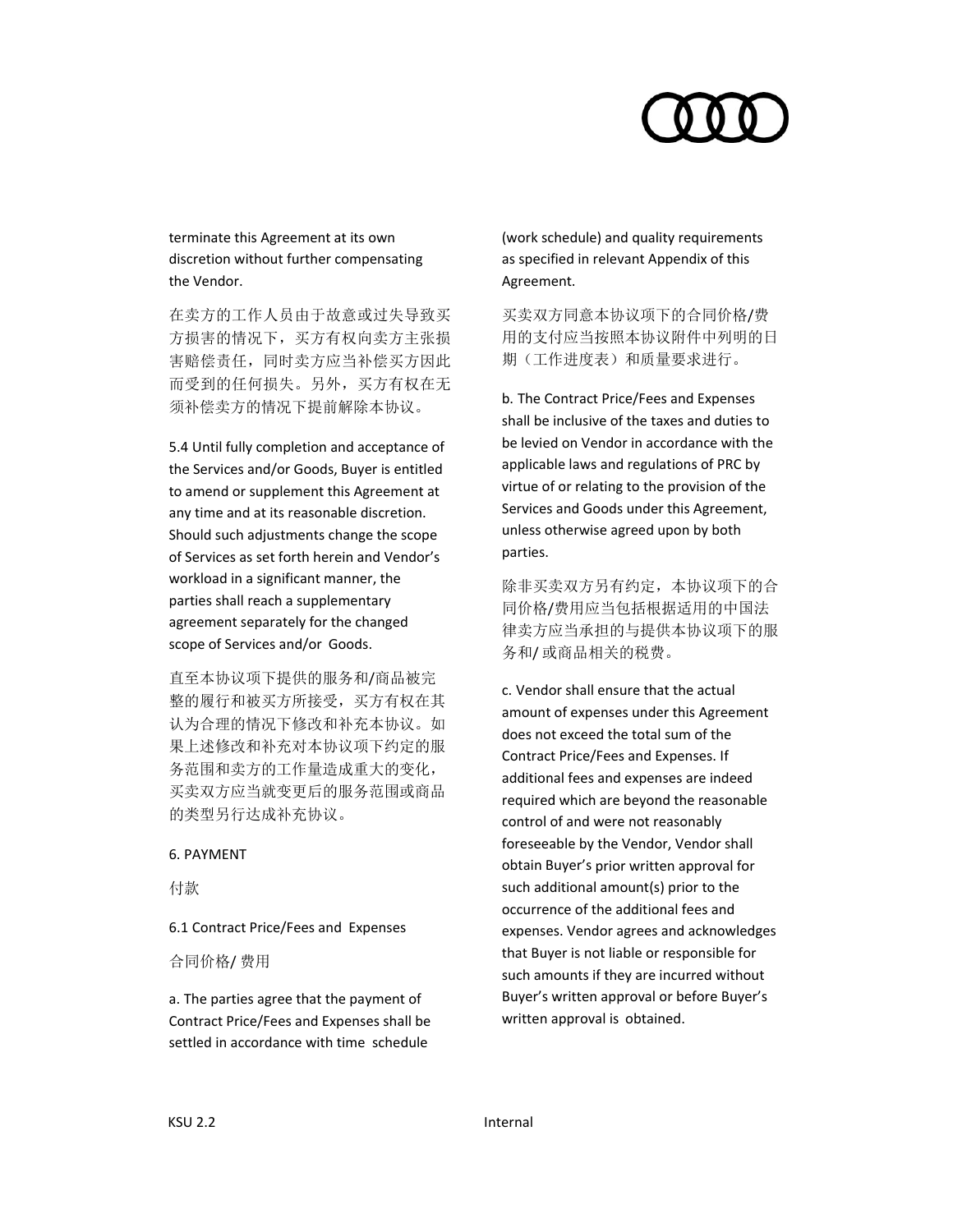terminate this Agreement at its own discretion without further compensating the Vendor.

在卖方的工作人员由于故意或过失导致买方损害的情况下，买方有权向卖方主张损害赔偿责任，同时卖方应当补偿买方因此而受到的任何损失。另外，买方有权在无须补偿卖方的情况下提前解除本协议。

5.4 Until fully completion and acceptance of the Services and/or Goods, Buyer is entitled to amend or supplement this Agreement at any time and at its reasonable discretion. Should such adjustments change the scope of Services as set forth herein and Vendor's workload in a significant manner, the parties shall reach a supplementary agreement separately for the changed scope of Services and/or Goods.

直至本协议项下提供的服务和/商品被完整的履行和被买方所接受，买方有权在其认为合理的情况下修改和补充本协议。如果上述修改和补充对本协议项下约定的服务范围和卖方的工作量造成重大的变化，买卖双方应当就变更后的服务范围或商品的类型另行达成补充协议。

## 6. PAYMENT

## 付款

### 6.1 Contract Price/Fees and Expenses

### 合同价格/ 费用

a. The parties agree that the payment of Contract Price/Fees and Expenses shall be settled in accordance with time schedule (work schedule) and quality requirements as specified in relevant Appendix of this Agreement.

买卖双方同意本协议项下的合同价格/费用的支付应当按照本协议附件中列明的日期（工作进度表）和质量要求进行。

b. The Contract Price/Fees and Expenses shall be inclusive of the taxes and duties to be levied on Vendor in accordance with the applicable laws and regulations of PRC by virtue of or relating to the provision of the Services and Goods under this Agreement, unless otherwise agreed upon by both parties.

除非买卖双方另有约定，本协议项下的合同价格/费用应当包括根据适用的中国法律卖方应当承担的与提供本协议项下的服务和/ 或商品相关的税费。

c. Vendor shall ensure that the actual amount of expenses under this Agreement does not exceed the total sum of the Contract Price/Fees and Expenses. If additional fees and expenses are indeed required which are beyond the reasonable control of and were not reasonably foreseeable by the Vendor, Vendor shall obtain Buyer's prior written approval for such additional amount(s) prior to the occurrence of the additional fees and expenses. Vendor agrees and acknowledges that Buyer is not liable or responsible for such amounts if they are incurred without Buyer's written approval or before Buyer's written approval is obtained.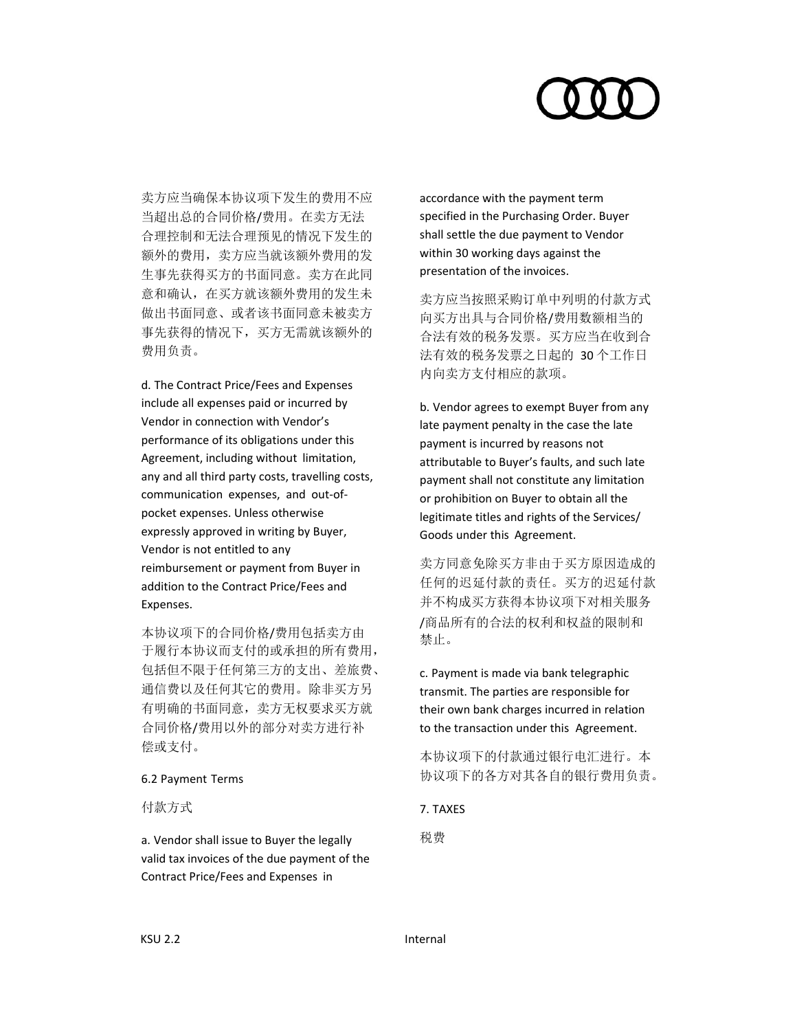卖方应当确保本协议项下发生的费用不应当超出总的合同价格/费用。在卖方无法合理控制和无法合理预见的情况下发生的额外的费用，卖方应当就该额外费用的发生事先获得买方的书面同意。卖方在此同意和确认，在买方就该额外费用的发生未做出书面同意、或者该书面同意未被卖方事先获得的情况下，买方无需就该额外的费用负责。

d. The Contract Price/Fees and Expenses include all expenses paid or incurred by Vendor in connection with Vendor's performance of its obligations under this Agreement, including without limitation, any and all third party costs, travelling costs, communication expenses, and out-of-pocket expenses. Unless otherwise expressly approved in writing by Buyer, Vendor is not entitled to any reimbursement or payment from Buyer in addition to the Contract Price/Fees and Expenses.

本协议项下的合同价格/费用包括卖方由于履行本协议而支付的或承担的所有费用，包括但不限于任何第三方的支出、差旅费、通信费以及任何其它的费用。除非买方另有明确的书面同意，卖方无权要求买方就合同价格/费用以外的部分对卖方进行补偿或支付。

6.2 Payment Terms

付款方式

a. Vendor shall issue to Buyer the legally valid tax invoices of the due payment of the Contract Price/Fees and Expenses in accordance with the payment term specified in the Purchasing Order. Buyer shall settle the due payment to Vendor within 30 working days against the presentation of the invoices.

卖方应当按照采购订单中列明的付款方式向买方出具与合同价格/费用数额相当的合法有效的税务发票。买方应当在收到合法有效的税务发票之日起的 30 个工作日内向卖方支付相应的款项。

b. Vendor agrees to exempt Buyer from any late payment penalty in the case the late payment is incurred by reasons not attributable to Buyer's faults, and such late payment shall not constitute any limitation or prohibition on Buyer to obtain all the legitimate titles and rights of the Services/ Goods under this Agreement.

卖方同意免除买方非由于买方原因造成的任何的迟延付款的责任。买方的迟延付款并不构成买方获得本协议项下对相关服务/商品所有的合法的权利和权益的限制和禁止。

c. Payment is made via bank telegraphic transmit. The parties are responsible for their own bank charges incurred in relation to the transaction under this Agreement.

本协议项下的付款通过银行电汇进行。本协议项下的各方对其各自的银行费用负责。

7. TAXES

税费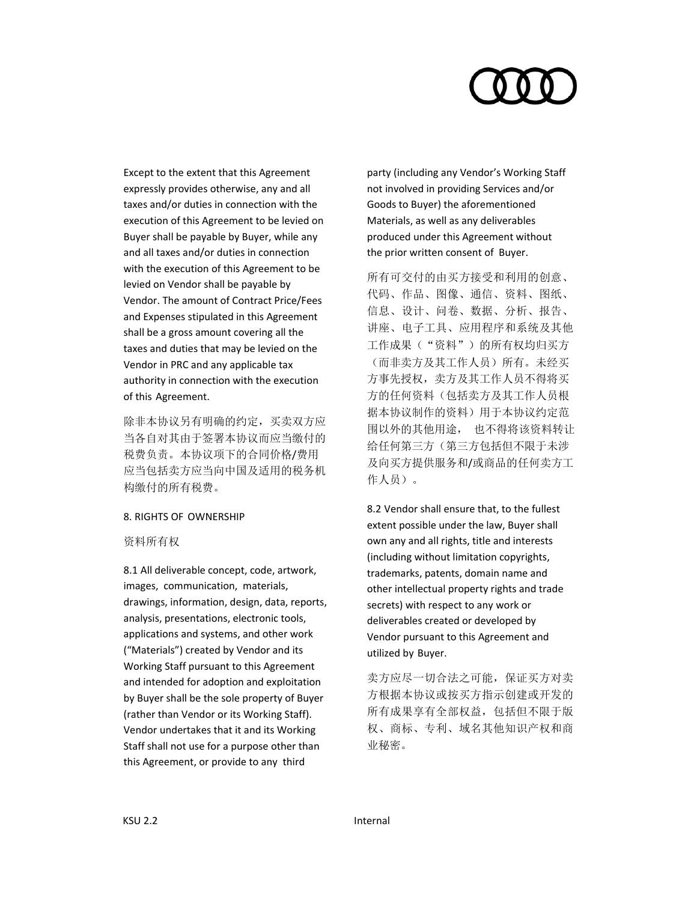Except to the extent that this Agreement expressly provides otherwise, any and all taxes and/or duties in connection with the execution of this Agreement to be levied on Buyer shall be payable by Buyer, while any and all taxes and/or duties in connection with the execution of this Agreement to be levied on Vendor shall be payable by Vendor. The amount of Contract Price/Fees and Expenses stipulated in this Agreement shall be a gross amount covering all the taxes and duties that may be levied on the Vendor in PRC and any applicable tax authority in connection with the execution of this Agreement.

除非本协议另有明确的约定，买卖双方应当各自对其由于签署本协议而应当缴付的税费负责。本协议项下的合同价格/费用应当包括卖方应当向中国及适用的税务机构缴付的所有税费。

## 8. RIGHTS OF OWNERSHIP

## 资料所有权

8.1 All deliverable concept, code, artwork, images, communication, materials, drawings, information, design, data, reports, analysis, presentations, electronic tools, applications and systems, and other work ("Materials") created by Vendor and its Working Staff pursuant to this Agreement and intended for adoption and exploitation by Buyer shall be the sole property of Buyer (rather than Vendor or its Working Staff). Vendor undertakes that it and its Working Staff shall not use for a purpose other than this Agreement, or provide to any third party (including any Vendor's Working Staff not involved in providing Services and/or Goods to Buyer) the aforementioned Materials, as well as any deliverables produced under this Agreement without the prior written consent of Buyer.

所有可交付的由买方接受和利用的创意、代码、作品、图像、通信、资料、图纸、信息、设计、问卷、数据、分析、报告、讲座、电子工具、应用程序和系统及其他工作成果（"资料"）的所有权均归买方（而非卖方及其工作人员）所有。未经买方事先授权，卖方及其工作人员不得将买方的任何资料（包括卖方及其工作人员根据本协议制作的资料）用于本协议约定范围以外的其他用途， 也不得将该资料转让给任何第三方（第三方包括但不限于未涉及向买方提供服务和/或商品的任何卖方工作人员）。

8.2 Vendor shall ensure that, to the fullest extent possible under the law, Buyer shall own any and all rights, title and interests (including without limitation copyrights, trademarks, patents, domain name and other intellectual property rights and trade secrets) with respect to any work or deliverables created or developed by Vendor pursuant to this Agreement and utilized by Buyer.

卖方应尽一切合法之可能，保证买方对卖方根据本协议或按买方指示创建或开发的所有成果享有全部权益，包括但不限于版权、商标、专利、域名其他知识产权和商业秘密。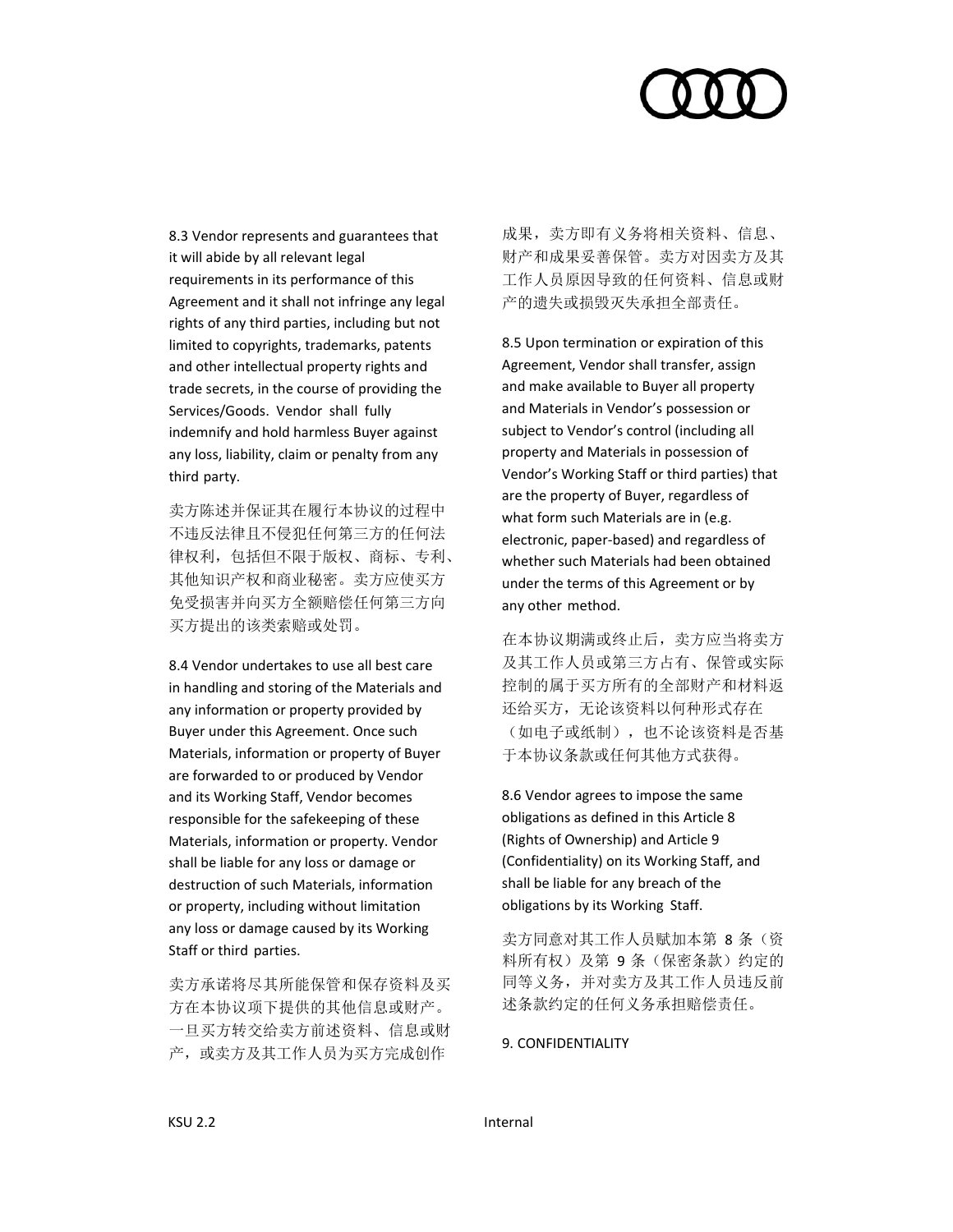8.3 Vendor represents and guarantees that it will abide by all relevant legal requirements in its performance of this Agreement and it shall not infringe any legal rights of any third parties, including but not limited to copyrights, trademarks, patents and other intellectual property rights and trade secrets, in the course of providing the Services/Goods. Vendor shall fully indemnify and hold harmless Buyer against any loss, liability, claim or penalty from any third party.

卖方陈述并保证其在履行本协议的过程中不违反法律且不侵犯任何第三方的任何法律权利，包括但不限于版权、商标、专利、其他知识产权和商业秘密。卖方应使买方免受损害并向买方全额赔偿任何第三方向买方提出的该类索赔或处罚。

8.4 Vendor undertakes to use all best care in handling and storing of the Materials and any information or property provided by Buyer under this Agreement. Once such Materials, information or property of Buyer are forwarded to or produced by Vendor and its Working Staff, Vendor becomes responsible for the safekeeping of these Materials, information or property. Vendor shall be liable for any loss or damage or destruction of such Materials, information or property, including without limitation any loss or damage caused by its Working Staff or third parties.

卖方承诺将尽其所能保管和保存资料及买方在本协议项下提供的其他信息或财产。一旦买方转交给卖方前述资料、信息或财产，或卖方及其工作人员为买方完成创作成果，卖方即有义务将相关资料、信息、财产和成果妥善保管。卖方对因卖方及其工作人员原因导致的任何资料、信息或财产的遗失或损毁灭失承担全部责任。

8.5 Upon termination or expiration of this Agreement, Vendor shall transfer, assign and make available to Buyer all property and Materials in Vendor's possession or subject to Vendor's control (including all property and Materials in possession of Vendor's Working Staff or third parties) that are the property of Buyer, regardless of what form such Materials are in (e.g. electronic, paper-based) and regardless of whether such Materials had been obtained under the terms of this Agreement or by any other method.

在本协议期满或终止后，卖方应当将卖方及其工作人员或第三方占有、保管或实际控制的属于买方所有的全部财产和材料返还给买方，无论该资料以何种形式存在（如电子或纸制），也不论该资料是否基于本协议条款或任何其他方式获得。

8.6 Vendor agrees to impose the same obligations as defined in this Article 8 (Rights of Ownership) and Article 9 (Confidentiality) on its Working Staff, and shall be liable for any breach of the obligations by its Working Staff.

卖方同意对其工作人员赋加本第 8 条（资料所有权）及第 9 条（保密条款）约定的同等义务，并对卖方及其工作人员违反前述条款约定的任何义务承担赔偿责任。

## 9. CONFIDENTIALITY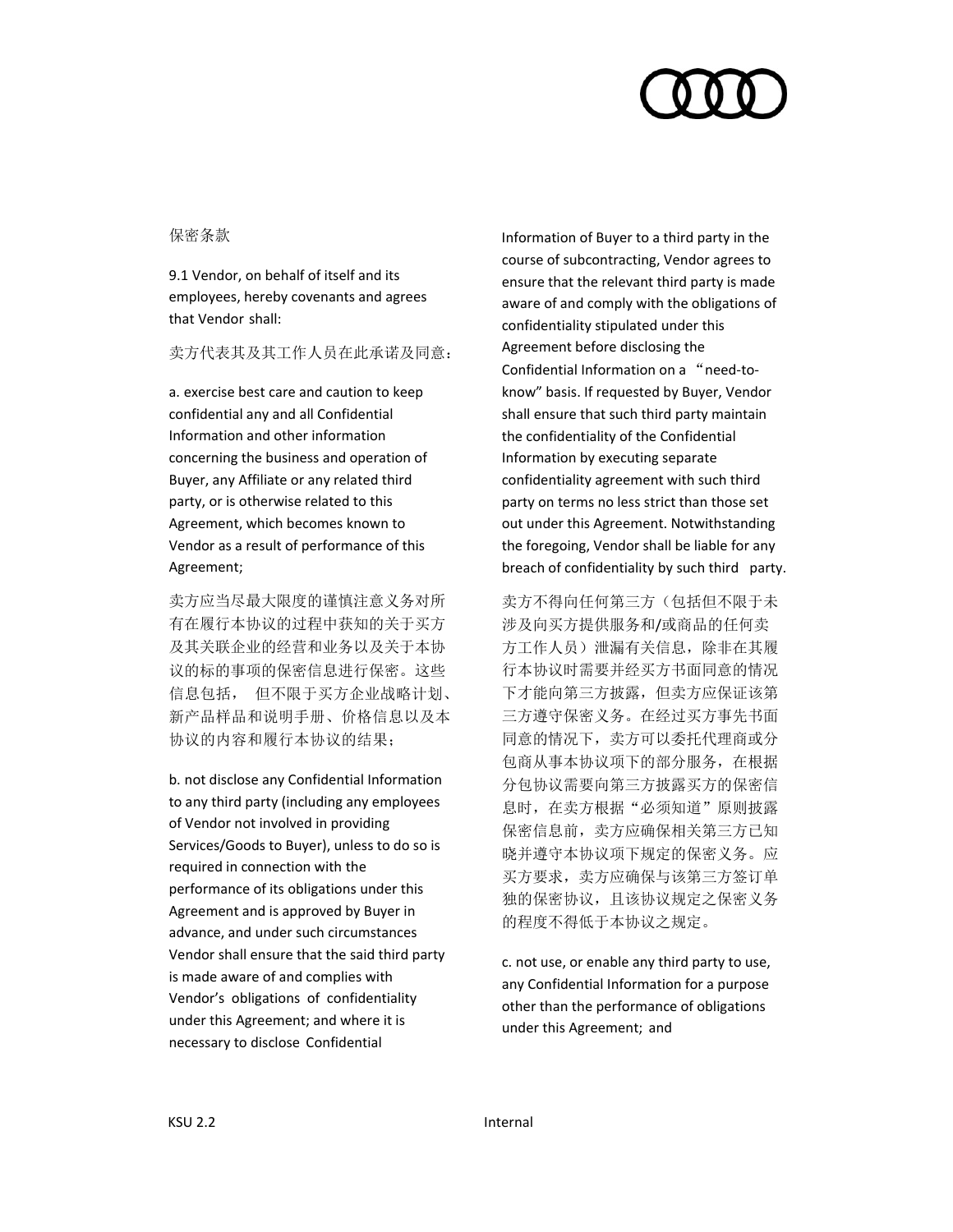保密条款

9.1 Vendor, on behalf of itself and its employees, hereby covenants and agrees that Vendor shall:

卖方代表其及其工作人员在此承诺及同意：

a. exercise best care and caution to keep confidential any and all Confidential Information and other information concerning the business and operation of Buyer, any Affiliate or any related third party, or is otherwise related to this Agreement, which becomes known to Vendor as a result of performance of this Agreement;

卖方应当尽最大限度的谨慎注意义务对所有在履行本协议的过程中获知的关于买方及其关联企业的经营和业务以及关于本协议的标的事项的保密信息进行保密。这些信息包括， 但不限于买方企业战略计划、新产品样品和说明手册、价格信息以及本协议的内容和履行本协议的结果；

b. not disclose any Confidential Information to any third party (including any employees of Vendor not involved in providing Services/Goods to Buyer), unless to do so is required in connection with the performance of its obligations under this Agreement and is approved by Buyer in advance, and under such circumstances Vendor shall ensure that the said third party is made aware of and complies with Vendor's obligations of confidentiality under this Agreement; and where it is necessary to disclose Confidential Information of Buyer to a third party in the course of subcontracting, Vendor agrees to ensure that the relevant third party is made aware of and comply with the obligations of confidentiality stipulated under this Agreement before disclosing the Confidential Information on a "need-to-know" basis. If requested by Buyer, Vendor shall ensure that such third party maintain the confidentiality of the Confidential Information by executing separate confidentiality agreement with such third party on terms no less strict than those set out under this Agreement. Notwithstanding the foregoing, Vendor shall be liable for any breach of confidentiality by such third party.

卖方不得向任何第三方（包括但不限于未涉及向买方提供服务和/或商品的任何卖方工作人员）泄漏有关信息，除非在其履行本协议时需要并经买方书面同意的情况下才能向第三方披露，但卖方应保证该第三方遵守保密义务。在经过买方事先书面同意的情况下，卖方可以委托代理商或分包商从事本协议项下的部分服务，在根据分包协议需要向第三方披露买方的保密信息时，在卖方根据"必须知道"原则披露保密信息前，卖方应确保相关第三方已知晓并遵守本协议项下规定的保密义务。应买方要求，卖方应确保与该第三方签订单独的保密协议，且该协议规定之保密义务的程度不得低于本协议之规定。

c. not use, or enable any third party to use, any Confidential Information for a purpose other than the performance of obligations under this Agreement; and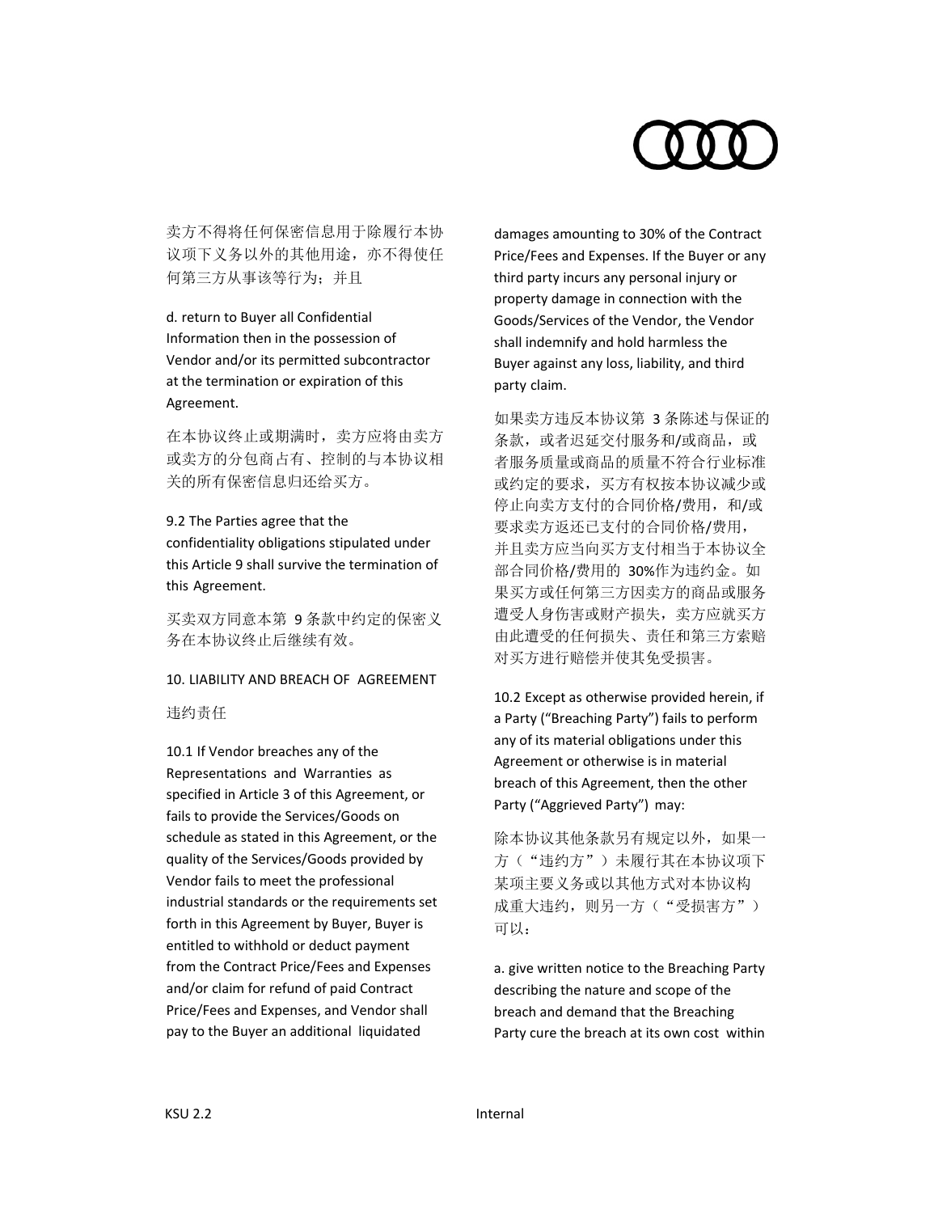卖方不得将任何保密信息用于除履行本协议项下义务以外的其他用途，亦不得使任何第三方从事该等行为；并且

d. return to Buyer all Confidential Information then in the possession of Vendor and/or its permitted subcontractor at the termination or expiration of this Agreement.

在本协议终止或期满时，卖方应将由卖方或卖方的分包商占有、控制的与本协议相关的所有保密信息归还给买方。

9.2 The Parties agree that the confidentiality obligations stipulated under this Article 9 shall survive the termination of this Agreement.

买卖双方同意本第 9 条款中约定的保密义务在本协议终止后继续有效。

## 10. LIABILITY AND BREACH OF AGREEMENT

## 违约责任

10.1 If Vendor breaches any of the Representations and Warranties as specified in Article 3 of this Agreement, or fails to provide the Services/Goods on schedule as stated in this Agreement, or the quality of the Services/Goods provided by Vendor fails to meet the professional industrial standards or the requirements set forth in this Agreement by Buyer, Buyer is entitled to withhold or deduct payment from the Contract Price/Fees and Expenses and/or claim for refund of paid Contract Price/Fees and Expenses, and Vendor shall pay to the Buyer an additional liquidated damages amounting to 30% of the Contract Price/Fees and Expenses. If the Buyer or any third party incurs any personal injury or property damage in connection with the Goods/Services of the Vendor, the Vendor shall indemnify and hold harmless the Buyer against any loss, liability, and third party claim.

如果卖方违反本协议第 3 条陈述与保证的条款，或者迟延交付服务和/或商品，或者服务质量或商品的质量不符合行业标准或约定的要求，买方有权按本协议减少或停止向卖方支付的合同价格/费用，和/或要求卖方返还已支付的合同价格/费用，并且卖方应当向买方支付相当于本协议全部合同价格/费用的 30%作为违约金。如果买方或任何第三方因卖方的商品或服务遭受人身伤害或财产损失，卖方应就买方由此遭受的任何损失、责任和第三方索赔对买方进行赔偿并使其免受损害。

10.2 Except as otherwise provided herein, if a Party (“Breaching Party”) fails to perform any of its material obligations under this Agreement or otherwise is in material breach of this Agreement, then the other Party (“Aggrieved Party”) may:

除本协议其他条款另有规定以外，如果一方（“违约方”）未履行其在本协议项下某项主要义务或以其他方式对本协议构成重大违约，则另一方（“受损害方”）可以：

a. give written notice to the Breaching Party describing the nature and scope of the breach and demand that the Breaching Party cure the breach at its own cost within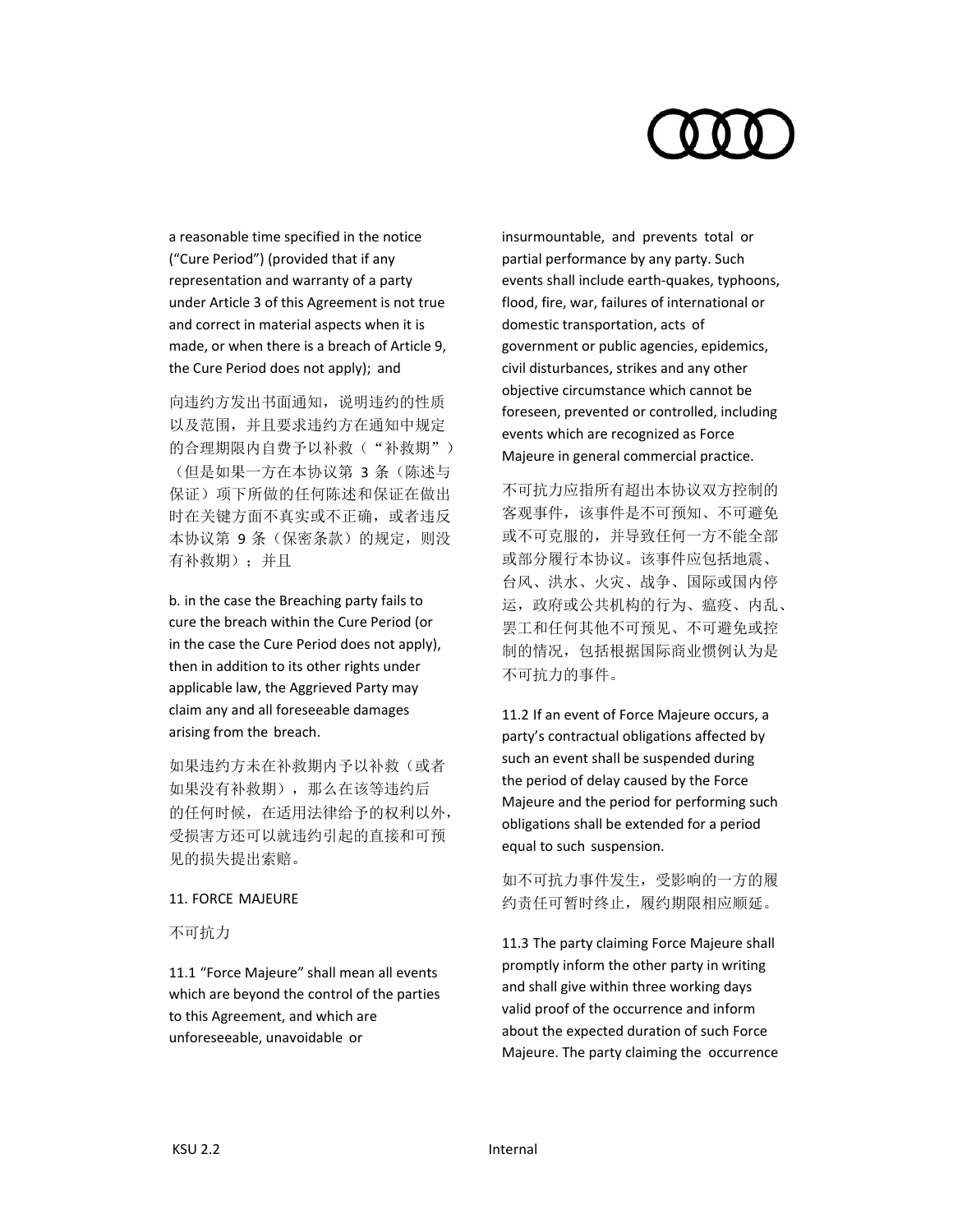a reasonable time specified in the notice (“Cure Period”) (provided that if any representation and warranty of a party under Article 3 of this Agreement is not true and correct in material aspects when it is made, or when there is a breach of Article 9, the Cure Period does not apply); and

向违约方发出书面通知，说明违约的性质以及范围，并且要求违约方在通知中规定的合理期限内自费予以补救（“补救期”）（但是如果一方在本协议第 3 条（陈述与保证）项下所做的任何陈述和保证在做出时在关键方面不真实或不正确，或者违反本协议第 9 条（保密条款）的规定，则没有补救期）；并且

b. in the case the Breaching party fails to cure the breach within the Cure Period (or in the case the Cure Period does not apply), then in addition to its other rights under applicable law, the Aggrieved Party may claim any and all foreseeable damages arising from the breach.

如果违约方未在补救期内予以补救（或者如果没有补救期），那么在该等违约后的任何时候，在适用法律给予的权利以外，受损害方还可以就违约引起的直接和可预见的损失提出索赔。

## 11. FORCE MAJEURE

不可抗力

11.1 “Force Majeure” shall mean all events which are beyond the control of the parties to this Agreement, and which are unforeseeable, unavoidable or insurmountable, and prevents total or partial performance by any party. Such events shall include earth-quakes, typhoons, flood, fire, war, failures of international or domestic transportation, acts of government or public agencies, epidemics, civil disturbances, strikes and any other objective circumstance which cannot be foreseen, prevented or controlled, including events which are recognized as Force Majeure in general commercial practice.

不可抗力应指所有超出本协议双方控制的客观事件，该事件是不可预知、不可避免或不可克服的，并导致任何一方不能全部或部分履行本协议。该事件应包括地震、台风、洪水、火灾、战争、国际或国内停运，政府或公共机构的行为、瘟疫、内乱、罢工和任何其他不可预见、不可避免或控制的情况，包括根据国际商业惯例认为是不可抗力的事件。

11.2 If an event of Force Majeure occurs, a party’s contractual obligations affected by such an event shall be suspended during the period of delay caused by the Force Majeure and the period for performing such obligations shall be extended for a period equal to such suspension.

如不可抗力事件发生，受影响的一方的履约责任可暂时终止，履约期限相应顺延。

11.3 The party claiming Force Majeure shall promptly inform the other party in writing and shall give within three working days valid proof of the occurrence and inform about the expected duration of such Force Majeure. The party claiming the occurrence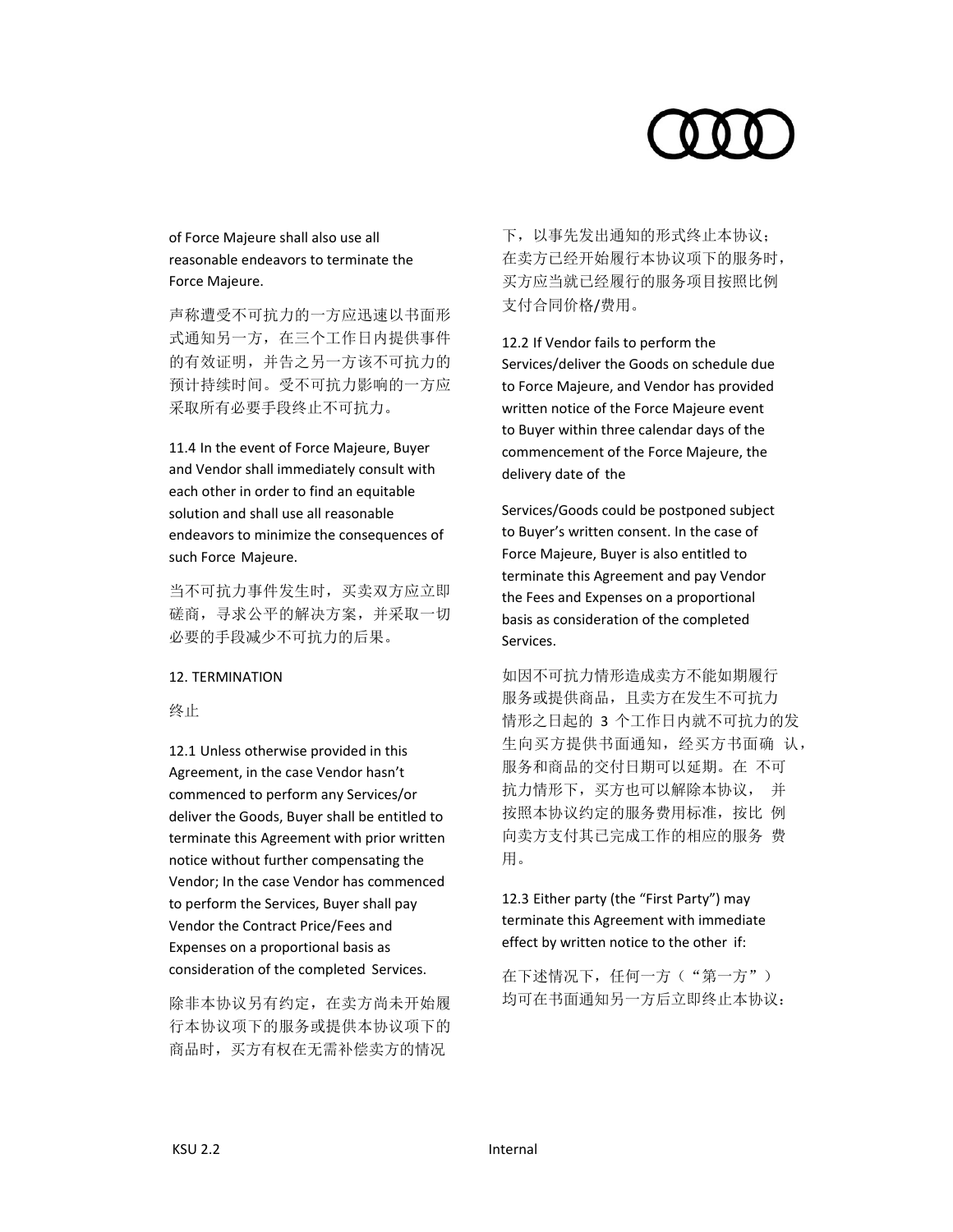of Force Majeure shall also use all reasonable endeavors to terminate the Force Majeure.

声称遭受不可抗力的一方应迅速以书面形式通知另一方，在三个工作日内提供事件的有效证明，并告之另一方该不可抗力的预计持续时间。受不可抗力影响的一方应采取所有必要手段终止不可抗力。

11.4 In the event of Force Majeure, Buyer and Vendor shall immediately consult with each other in order to find an equitable solution and shall use all reasonable endeavors to minimize the consequences of such Force Majeure.

当不可抗力事件发生时，买卖双方应立即磋商，寻求公平的解决方案，并采取一切必要的手段减少不可抗力的后果。

12. TERMINATION

终止

12.1 Unless otherwise provided in this Agreement, in the case Vendor hasn't commenced to perform any Services/or deliver the Goods, Buyer shall be entitled to terminate this Agreement with prior written notice without further compensating the Vendor; In the case Vendor has commenced to perform the Services, Buyer shall pay Vendor the Contract Price/Fees and Expenses on a proportional basis as consideration of the completed Services.

除非本协议另有约定，在卖方尚未开始履行本协议项下的服务或提供本协议项下的商品时，买方有权在无需补偿卖方的情况下，以事先发出通知的形式终止本协议；在卖方已经开始履行本协议项下的服务时，买方应当就已经履行的服务项目按照比例支付合同价格/费用。

12.2 If Vendor fails to perform the Services/deliver the Goods on schedule due to Force Majeure, and Vendor has provided written notice of the Force Majeure event to Buyer within three calendar days of the commencement of the Force Majeure, the delivery date of the Services/Goods could be postponed subject to Buyer's written consent. In the case of Force Majeure, Buyer is also entitled to terminate this Agreement and pay Vendor the Fees and Expenses on a proportional basis as consideration of the completed Services.

如因不可抗力情形造成卖方不能如期履行服务或提供商品，且卖方在发生不可抗力情形之日起的 3 个工作日内就不可抗力的发生向买方提供书面通知，经买方书面确 认，服务和商品的交付日期可以延期。在 不可抗力情形下，买方也可以解除本协议， 并按照本协议约定的服务费用标准，按比 例向卖方支付其已完成工作的相应的服务 费用。

12.3 Either party (the "First Party") may terminate this Agreement with immediate effect by written notice to the other if:

在下述情况下，任何一方（"第一方"）均可在书面通知另一方后立即终止本协议：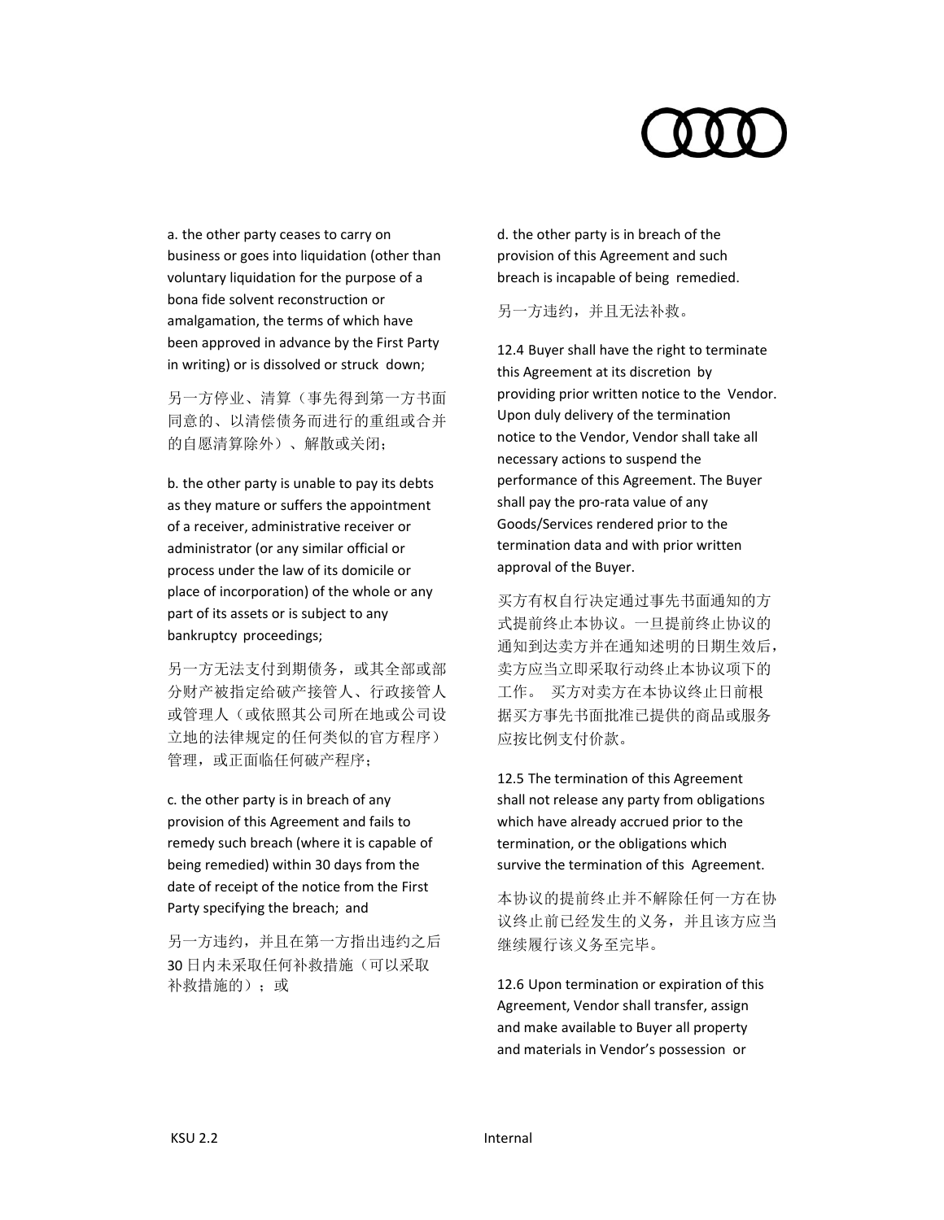a. the other party ceases to carry on business or goes into liquidation (other than voluntary liquidation for the purpose of a bona fide solvent reconstruction or amalgamation, the terms of which have been approved in advance by the First Party in writing) or is dissolved or struck down;

另一方停业、清算（事先得到第一方书面同意的、以清偿债务而进行的重组或合并的自愿清算除外）、解散或关闭；

b. the other party is unable to pay its debts as they mature or suffers the appointment of a receiver, administrative receiver or administrator (or any similar official or process under the law of its domicile or place of incorporation) of the whole or any part of its assets or is subject to any bankruptcy proceedings;

另一方无法支付到期债务，或其全部或部分财产被指定给破产接管人、行政接管人或管理人（或依照其公司所在地或公司设立地的法律规定的任何类似的官方程序）管理，或正面临任何破产程序；

c. the other party is in breach of any provision of this Agreement and fails to remedy such breach (where it is capable of being remedied) within 30 days from the date of receipt of the notice from the First Party specifying the breach; and

另一方违约，并且在第一方指出违约之后30日内未采取任何补救措施（可以采取补救措施的）；或

d. the other party is in breach of the provision of this Agreement and such breach is incapable of being remedied.

另一方违约，并且无法补救。

12.4 Buyer shall have the right to terminate this Agreement at its discretion by providing prior written notice to the Vendor. Upon duly delivery of the termination notice to the Vendor, Vendor shall take all necessary actions to suspend the performance of this Agreement. The Buyer shall pay the pro-rata value of any Goods/Services rendered prior to the termination data and with prior written approval of the Buyer.

买方有权自行决定通过事先书面通知的方式提前终止本协议。一旦提前终止协议的通知到达卖方并在通知述明的日期生效后，卖方应当立即采取行动终止本协议项下的工作。 买方对卖方在本协议终止日前根据买方事先书面批准已提供的商品或服务应按比例支付价款。

12.5 The termination of this Agreement shall not release any party from obligations which have already accrued prior to the termination, or the obligations which survive the termination of this Agreement.

本协议的提前终止并不解除任何一方在协议终止前已经发生的义务，并且该方应当继续履行该义务至完毕。

12.6 Upon termination or expiration of this Agreement, Vendor shall transfer, assign and make available to Buyer all property and materials in Vendor's possession or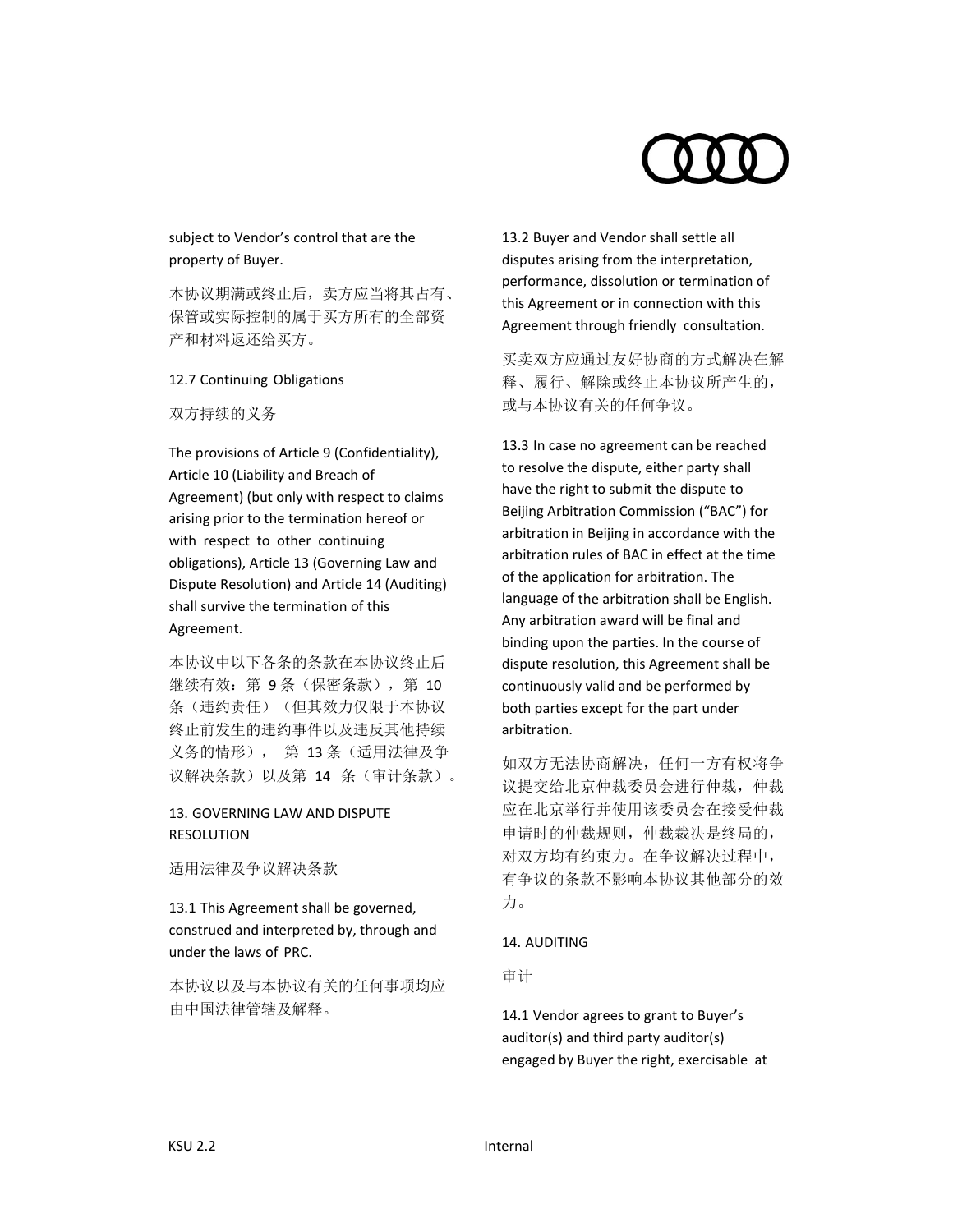subject to Vendor's control that are the property of Buyer.

本协议期满或终止后，卖方应当将其占有、保管或实际控制的属于买方所有的全部资产和材料返还给买方。

12.7 Continuing Obligations

双方持续的义务

The provisions of Article 9 (Confidentiality), Article 10 (Liability and Breach of Agreement) (but only with respect to claims arising prior to the termination hereof or with respect to other continuing obligations), Article 13 (Governing Law and Dispute Resolution) and Article 14 (Auditing) shall survive the termination of this Agreement.

本协议中以下各条的条款在本协议终止后继续有效：第 9 条（保密条款），第 10 条（违约责任）（但其效力仅限于本协议终止前发生的违约事件以及违反其他持续义务的情形）， 第 13 条（适用法律及争议解决条款）以及第 14 条（审计条款）。

## 13. GOVERNING LAW AND DISPUTE RESOLUTION

适用法律及争议解决条款

13.1 This Agreement shall be governed, construed and interpreted by, through and under the laws of PRC.

本协议以及与本协议有关的任何事项均应由中国法律管辖及解释。

13.2 Buyer and Vendor shall settle all disputes arising from the interpretation, performance, dissolution or termination of this Agreement or in connection with this Agreement through friendly consultation.

买卖双方应通过友好协商的方式解决在解释、履行、解除或终止本协议所产生的，或与本协议有关的任何争议。

13.3 In case no agreement can be reached to resolve the dispute, either party shall have the right to submit the dispute to Beijing Arbitration Commission ("BAC") for arbitration in Beijing in accordance with the arbitration rules of BAC in effect at the time of the application for arbitration. The language of the arbitration shall be English. Any arbitration award will be final and binding upon the parties. In the course of dispute resolution, this Agreement shall be continuously valid and be performed by both parties except for the part under arbitration.

如双方无法协商解决，任何一方有权将争议提交给北京仲裁委员会进行仲裁，仲裁应在北京举行并使用该委员会在接受仲裁申请时的仲裁规则，仲裁裁决是终局的，对双方均有约束力。在争议解决过程中，有争议的条款不影响本协议其他部分的效力。

## 14. AUDITING

审计

14.1 Vendor agrees to grant to Buyer's auditor(s) and third party auditor(s) engaged by Buyer the right, exercisable at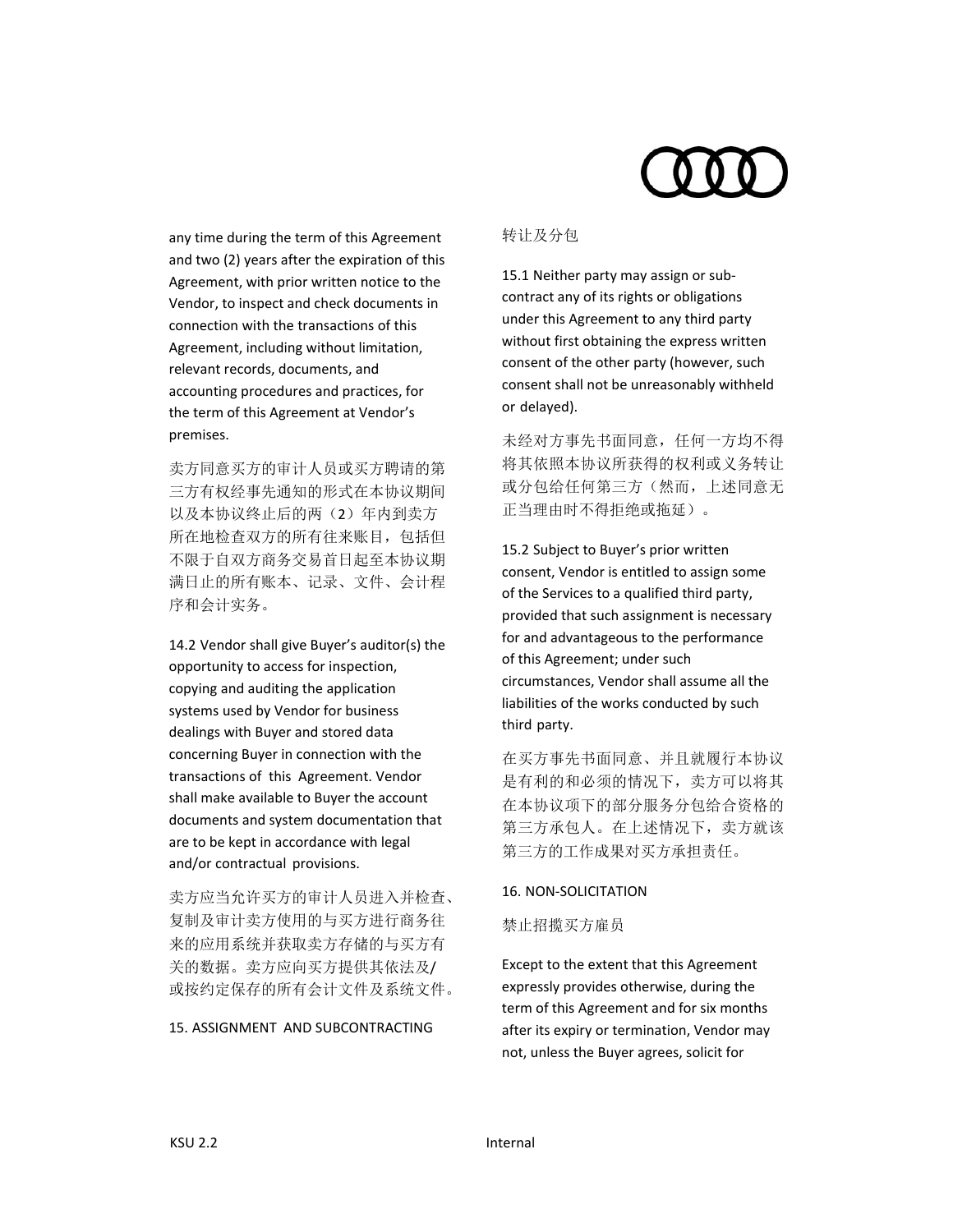any time during the term of this Agreement and two (2) years after the expiration of this Agreement, with prior written notice to the Vendor, to inspect and check documents in connection with the transactions of this Agreement, including without limitation, relevant records, documents, and accounting procedures and practices, for the term of this Agreement at Vendor's premises.

卖方同意买方的审计人员或买方聘请的第三方有权经事先通知的形式在本协议期间以及本协议终止后的两（2）年内到卖方所在地检查双方的所有往来账目，包括但不限于自双方商务交易首日起至本协议期满日止的所有账本、记录、文件、会计程序和会计实务。

14.2 Vendor shall give Buyer's auditor(s) the opportunity to access for inspection, copying and auditing the application systems used by Vendor for business dealings with Buyer and stored data concerning Buyer in connection with the transactions of this Agreement. Vendor shall make available to Buyer the account documents and system documentation that are to be kept in accordance with legal and/or contractual provisions.

卖方应当允许买方的审计人员进入并检查、复制及审计卖方使用的与买方进行商务往来的应用系统并获取卖方存储的与买方有关的数据。卖方应向买方提供其依法及/或按约定保存的所有会计文件及系统文件。

## 15. ASSIGNMENT AND SUBCONTRACTING

转让及分包

15.1 Neither party may assign or sub-contract any of its rights or obligations under this Agreement to any third party without first obtaining the express written consent of the other party (however, such consent shall not be unreasonably withheld or delayed).

未经对方事先书面同意，任何一方均不得将其依照本协议所获得的权利或义务转让或分包给任何第三方（然而，上述同意无正当理由时不得拒绝或拖延）。

15.2 Subject to Buyer's prior written consent, Vendor is entitled to assign some of the Services to a qualified third party, provided that such assignment is necessary for and advantageous to the performance of this Agreement; under such circumstances, Vendor shall assume all the liabilities of the works conducted by such third party.

在买方事先书面同意、并且就履行本协议是有利的和必须的情况下，卖方可以将其在本协议项下的部分服务分包给合资格的第三方承包人。在上述情况下，卖方就该第三方的工作成果对买方承担责任。

## 16. NON-SOLICITATION

禁止招揽买方雇员

Except to the extent that this Agreement expressly provides otherwise, during the term of this Agreement and for six months after its expiry or termination, Vendor may not, unless the Buyer agrees, solicit for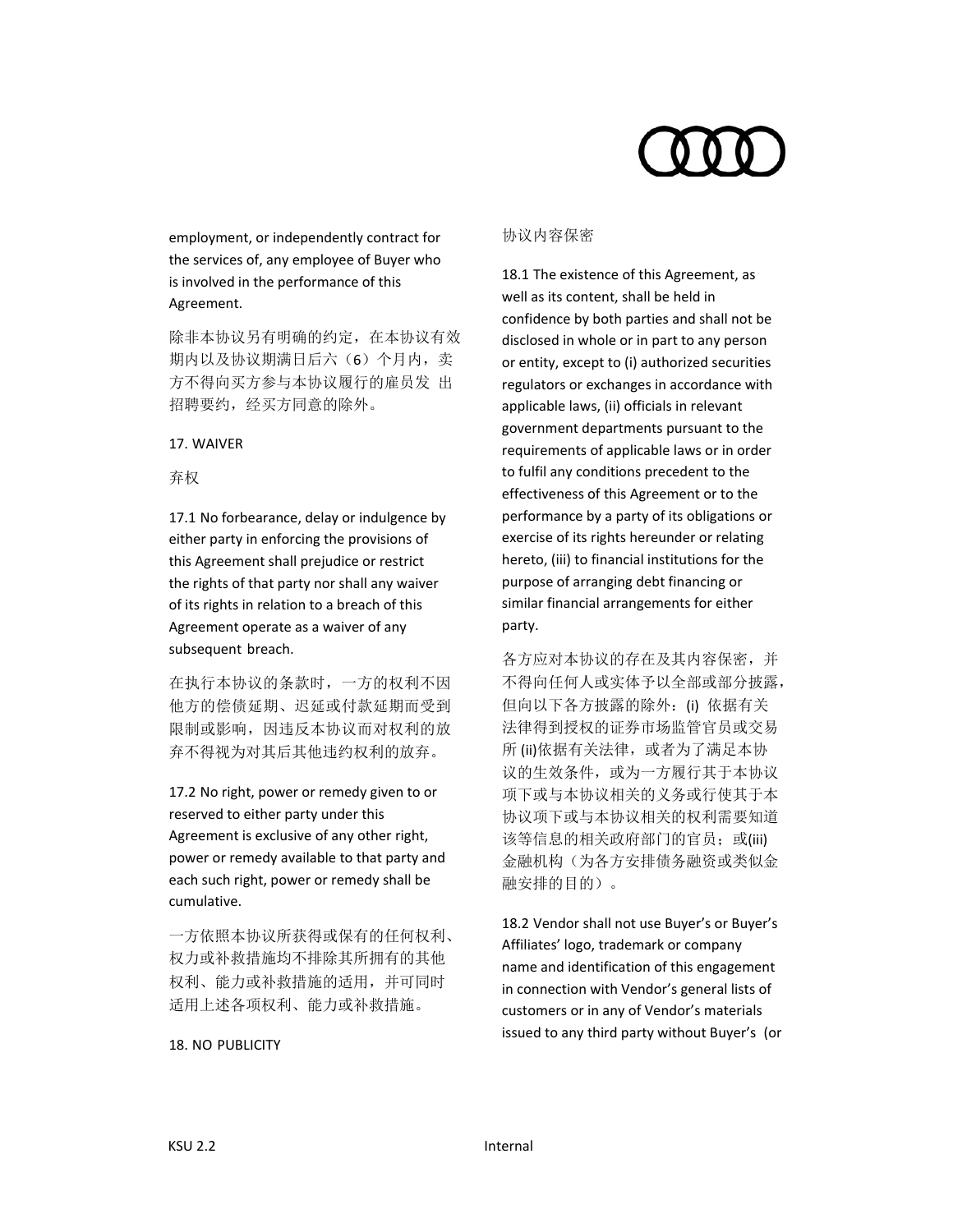employment, or independently contract for the services of, any employee of Buyer who is involved in the performance of this Agreement.

除非本协议另有明确的约定，在本协议有效期内以及协议期满日后六（6）个月内，卖方不得向买方参与本协议履行的雇员发 出招聘要约，经买方同意的除外。

17. WAIVER

弃权

17.1 No forbearance, delay or indulgence by either party in enforcing the provisions of this Agreement shall prejudice or restrict the rights of that party nor shall any waiver of its rights in relation to a breach of this Agreement operate as a waiver of any subsequent breach.

在执行本协议的条款时，一方的权利不因他方的偿债延期、迟延或付款延期而受到限制或影响，因违反本协议而对权利的放弃不得视为对其后其他违约权利的放弃。

17.2 No right, power or remedy given to or reserved to either party under this Agreement is exclusive of any other right, power or remedy available to that party and each such right, power or remedy shall be cumulative.

一方依照本协议所获得或保有的任何权利、权力或补救措施均不排除其所拥有的其他权利、能力或补救措施的适用，并可同时适用上述各项权利、能力或补救措施。

18. NO PUBLICITY

协议内容保密

18.1 The existence of this Agreement, as well as its content, shall be held in confidence by both parties and shall not be disclosed in whole or in part to any person or entity, except to (i) authorized securities regulators or exchanges in accordance with applicable laws, (ii) officials in relevant government departments pursuant to the requirements of applicable laws or in order to fulfil any conditions precedent to the effectiveness of this Agreement or to the performance by a party of its obligations or exercise of its rights hereunder or relating hereto, (iii) to financial institutions for the purpose of arranging debt financing or similar financial arrangements for either party.

各方应对本协议的存在及其内容保密，并不得向任何人或实体予以全部或部分披露，但向以下各方披露的除外：(i) 依据有关法律得到授权的证券市场监管官员或交易所 (ii)依据有关法律，或者为了满足本协议的生效条件，或为一方履行其于本协议项下或与本协议相关的义务或行使其于本协议项下或与本协议相关的权利需要知道该等信息的相关政府部门的官员；或(iii) 金融机构（为各方安排债务融资或类似金融安排的目的）。

18.2 Vendor shall not use Buyer's or Buyer's Affiliates' logo, trademark or company name and identification of this engagement in connection with Vendor's general lists of customers or in any of Vendor's materials issued to any third party without Buyer's (or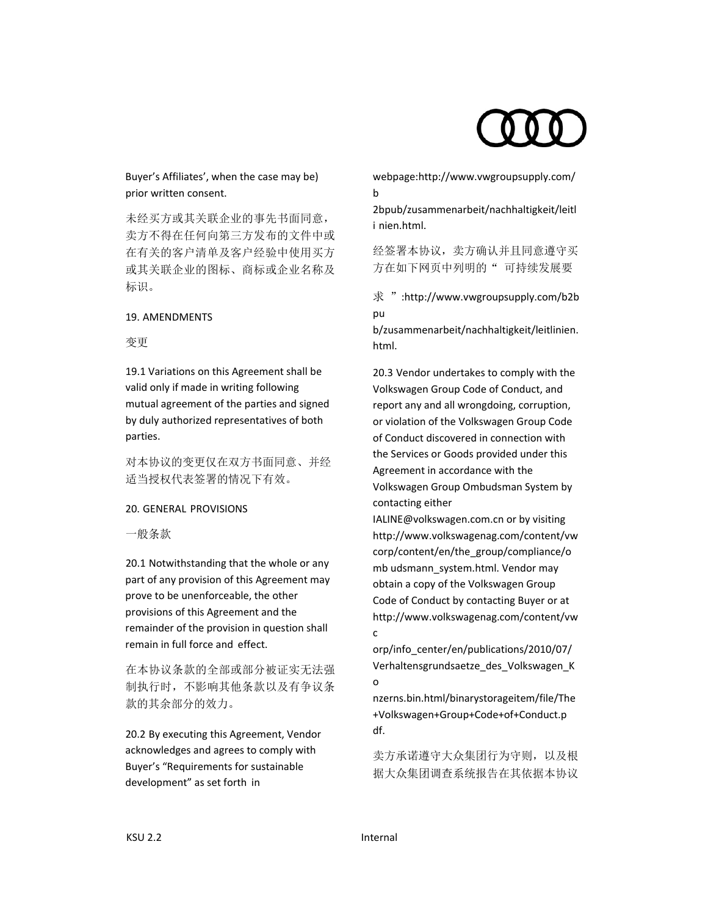Buyer's Affiliates', when the case may be) prior written consent.

未经买方或其关联企业的事先书面同意，卖方不得在任何向第三方发布的文件中或在有关的客户清单及客户经验中使用买方或其关联企业的图标、商标或企业名称及标识。

19. AMENDMENTS

变更

19.1 Variations on this Agreement shall be valid only if made in writing following mutual agreement of the parties and signed by duly authorized representatives of both parties.

对本协议的变更仅在双方书面同意、并经适当授权代表签署的情况下有效。

20. GENERAL PROVISIONS

一般条款

20.1 Notwithstanding that the whole or any part of any provision of this Agreement may prove to be unenforceable, the other provisions of this Agreement and the remainder of the provision in question shall remain in full force and effect.

在本协议条款的全部或部分被证实无法强制执行时，不影响其他条款以及有争议条款的其余部分的效力。

20.2 By executing this Agreement, Vendor acknowledges and agrees to comply with Buyer's "Requirements for sustainable development" as set forth in webpage:http://www.vwgroupsupply.com/b2bpub/zusammenarbeit/nachhaltigkeit/leitli nien.html.

经签署本协议，卖方确认并且同意遵守买方在如下网页中列明的“ 可持续发展要求 ”:http://www.vwgroupsupply.com/b2bpu b/zusammenarbeit/nachhaltigkeit/leitlinien.html.

20.3 Vendor undertakes to comply with the Volkswagen Group Code of Conduct, and report any and all wrongdoing, corruption, or violation of the Volkswagen Group Code of Conduct discovered in connection with the Services or Goods provided under this Agreement in accordance with the Volkswagen Group Ombudsman System by contacting either IALINE@volkswagen.com.cn or by visiting http://www.volkswagenag.com/content/vwcorp/content/en/the_group/compliance/omb udsmann_system.html. Vendor may obtain a copy of the Volkswagen Group Code of Conduct by contacting Buyer or at http://www.volkswagenag.com/content/vwcorp/info_center/en/publications/2010/07/Verhaltensgrundsaetze_des_Volkswagen_Konzerns.bin.html/binarystorageitem/file/The+Volkswagen+Group+Code+of+Conduct.pdf.

卖方承诺遵守大众集团行为守则，以及根据大众集团调查系统报告在其依据本协议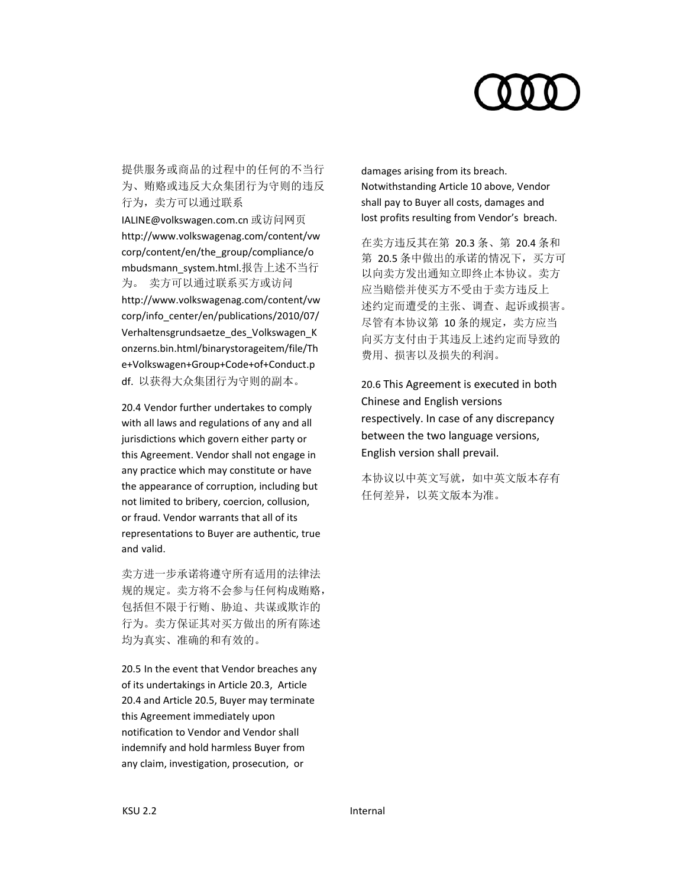提供服务或商品的过程中的任何的不当行为、贿赂或违反大众集团行为守则的违反行为，卖方可以通过联系IALINE@volkswagen.com.cn 或访问网页http://www.volkswagenag.com/content/vwcorp/content/en/the_group/compliance/ombudsmann_system.html.报告上述不当行为。 卖方可以通过联系买方或访问http://www.volkswagenag.com/content/vwcorp/info_center/en/publications/2010/07/Verhaltensgrundsaetze_des_Volkswagen_Konzerns.bin.html/binarystorageitem/file/The+Volkswagen+Group+Code+of+Conduct.pdf. 以获得大众集团行为守则的副本。

20.4 Vendor further undertakes to comply with all laws and regulations of any and all jurisdictions which govern either party or this Agreement. Vendor shall not engage in any practice which may constitute or have the appearance of corruption, including but not limited to bribery, coercion, collusion, or fraud. Vendor warrants that all of its representations to Buyer are authentic, true and valid.

卖方进一步承诺将遵守所有适用的法律法规的规定。卖方将不会参与任何构成贿赂，包括但不限于行贿、胁迫、共谋或欺诈的行为。卖方保证其对买方做出的所有陈述均为真实、准确的和有效的。

20.5 In the event that Vendor breaches any of its undertakings in Article 20.3, Article 20.4 and Article 20.5, Buyer may terminate this Agreement immediately upon notification to Vendor and Vendor shall indemnify and hold harmless Buyer from any claim, investigation, prosecution, or damages arising from its breach. Notwithstanding Article 10 above, Vendor shall pay to Buyer all costs, damages and lost profits resulting from Vendor's breach.

在卖方违反其在第 20.3 条、第 20.4 条和第 20.5 条中做出的承诺的情况下，买方可以向卖方发出通知立即终止本协议。卖方应当赔偿并使买方不受由于卖方违反上述约定而遭受的主张、调查、起诉或损害。尽管有本协议第 10 条的规定，卖方应当向买方支付由于其违反上述约定而导致的费用、损害以及损失的利润。

20.6 This Agreement is executed in both Chinese and English versions respectively. In case of any discrepancy between the two language versions, English version shall prevail.

本协议以中英文写就，如中英文版本存有任何差异，以英文版本为准。